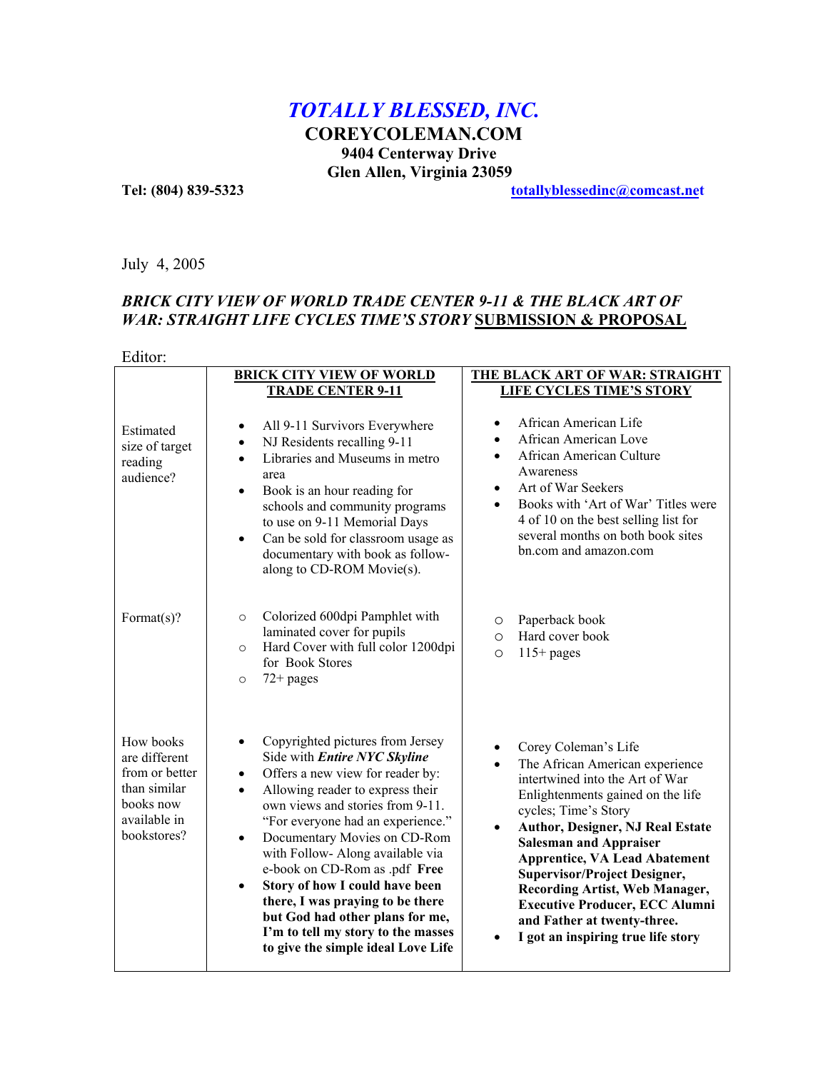# *TOTALLY BLESSED, INC.*

**COREYCOLEMAN.COM**
**9404 Centerway Drive**
**Glen Allen, Virginia 23059**

**Tel: (804) 839-5323** **totallyblessedinc@comcast.net**

July 4, 2005

***BRICK CITY VIEW OF WORLD TRADE CENTER 9-11 & THE BLACK ART OF WAR: STRAIGHT LIFE CYCLES TIME'S STORY*** **SUBMISSION & PROPOSAL**

Editor:

| | **BRICK CITY VIEW OF WORLD TRADE CENTER 9-11** | **THE BLACK ART OF WAR: STRAIGHT LIFE CYCLES TIME'S STORY** |
|---|---|---|
| Estimated size of target reading audience? | • All 9-11 Survivors Everywhere<br>• NJ Residents recalling 9-11<br>• Libraries and Museums in metro area<br>• Book is an hour reading for schools and community programs to use on 9-11 Memorial Days<br>• Can be sold for classroom usage as documentary with book as follow-along to CD-ROM Movie(s). | • African American Life<br>• African American Love<br>• African American Culture Awareness<br>• Art of War Seekers<br>• Books with 'Art of War' Titles were 4 of 10 on the best selling list for several months on both book sites bn.com and amazon.com |
| Format(s)? | ○ Colorized 600dpi Pamphlet with laminated cover for pupils<br>○ Hard Cover with full color 1200dpi for Book Stores<br>○ 72+ pages | ○ Paperback book<br>○ Hard cover book<br>○ 115+ pages |
| How books are different from or better than similar books now available in bookstores? | • Copyrighted pictures from Jersey Side with ***Entire NYC Skyline***<br>• Offers a new view for reader by:<br>• Allowing reader to express their own views and stories from 9-11. "For everyone had an experience."<br>• Documentary Movies on CD-Rom with Follow- Along available via e-book on CD-Rom as .pdf **Free**<br>• **Story of how I could have been there, I was praying to be there but God had other plans for me, I'm to tell my story to the masses to give the simple ideal Love Life** | • Corey Coleman's Life<br>• The African American experience intertwined into the Art of War Enlightenments gained on the life cycles; Time's Story<br>• **Author, Designer, NJ Real Estate Salesman and Appraiser Apprentice, VA Lead Abatement Supervisor/Project Designer, Recording Artist, Web Manager, Executive Producer, ECC Alumni and Father at twenty-three.**<br>• **I got an inspiring true life story** |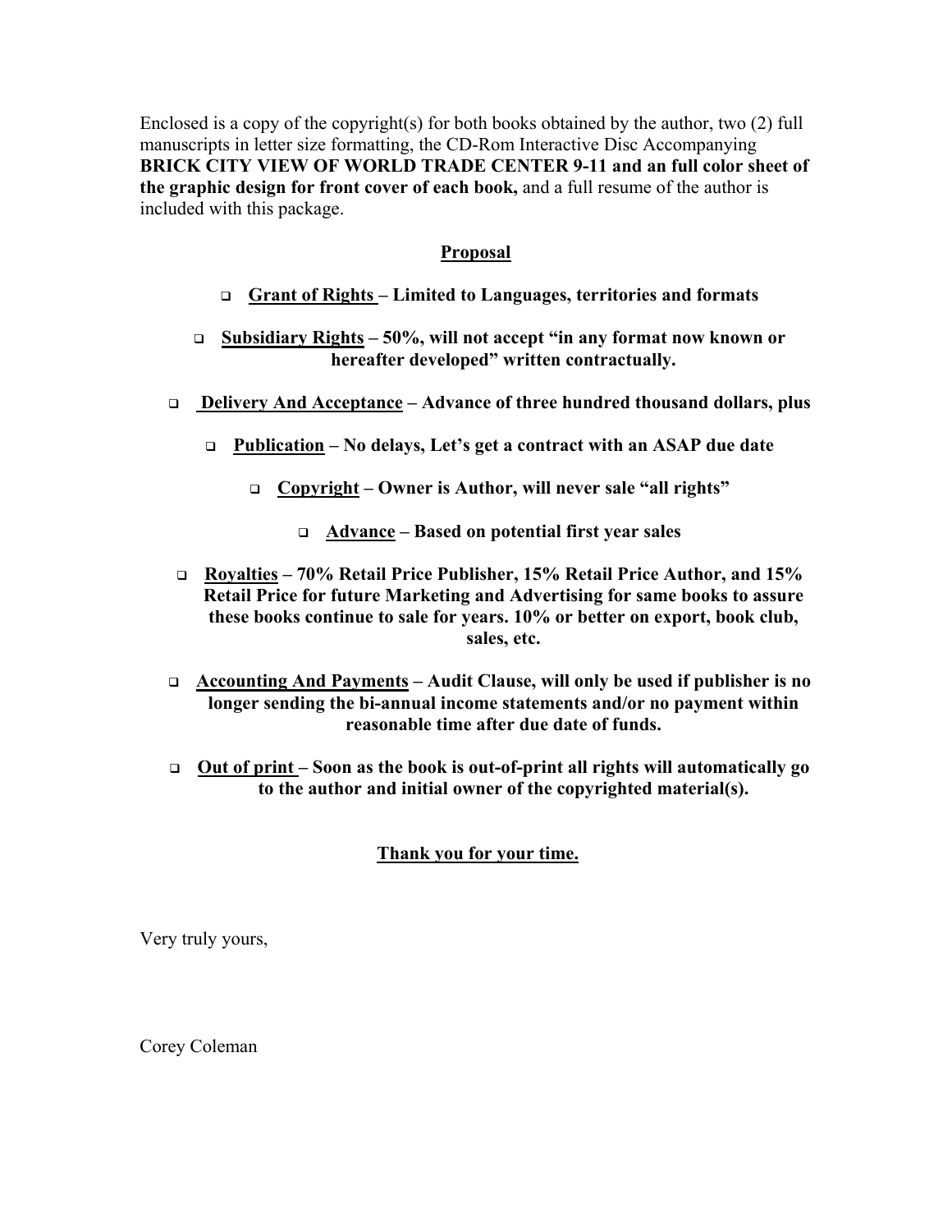Enclosed is a copy of the copyright(s) for both books obtained by the author, two (2) full manuscripts in letter size formatting, the CD-Rom Interactive Disc Accompanying **BRICK CITY VIEW OF WORLD TRADE CENTER 9-11 and an full color sheet of the graphic design for front cover of each book,** and a full resume of the author is included with this package.

**<u>Proposal</u>**

- **<u>Grant of Rights</u> – Limited to Languages, territories and formats**
- **<u>Subsidiary Rights</u> – 50%, will not accept "in any format now known or hereafter developed" written contractually.**
- **<u>Delivery And Acceptance</u> – Advance of three hundred thousand dollars, plus**
- **<u>Publication</u> – No delays, Let's get a contract with an ASAP due date**
- **<u>Copyright</u> – Owner is Author, will never sale "all rights"**
- **<u>Advance</u> – Based on potential first year sales**
- **<u>Royalties</u> – 70% Retail Price Publisher, 15% Retail Price Author, and 15% Retail Price for future Marketing and Advertising for same books to assure these books continue to sale for years. 10% or better on export, book club, sales, etc.**
- **<u>Accounting And Payments</u> – Audit Clause, will only be used if publisher is no longer sending the bi-annual income statements and/or no payment within reasonable time after due date of funds.**
- **<u>Out of print</u> – Soon as the book is out-of-print all rights will automatically go to the author and initial owner of the copyrighted material(s).**

**<u>Thank you for your time.</u>**

Very truly yours,

Corey Coleman